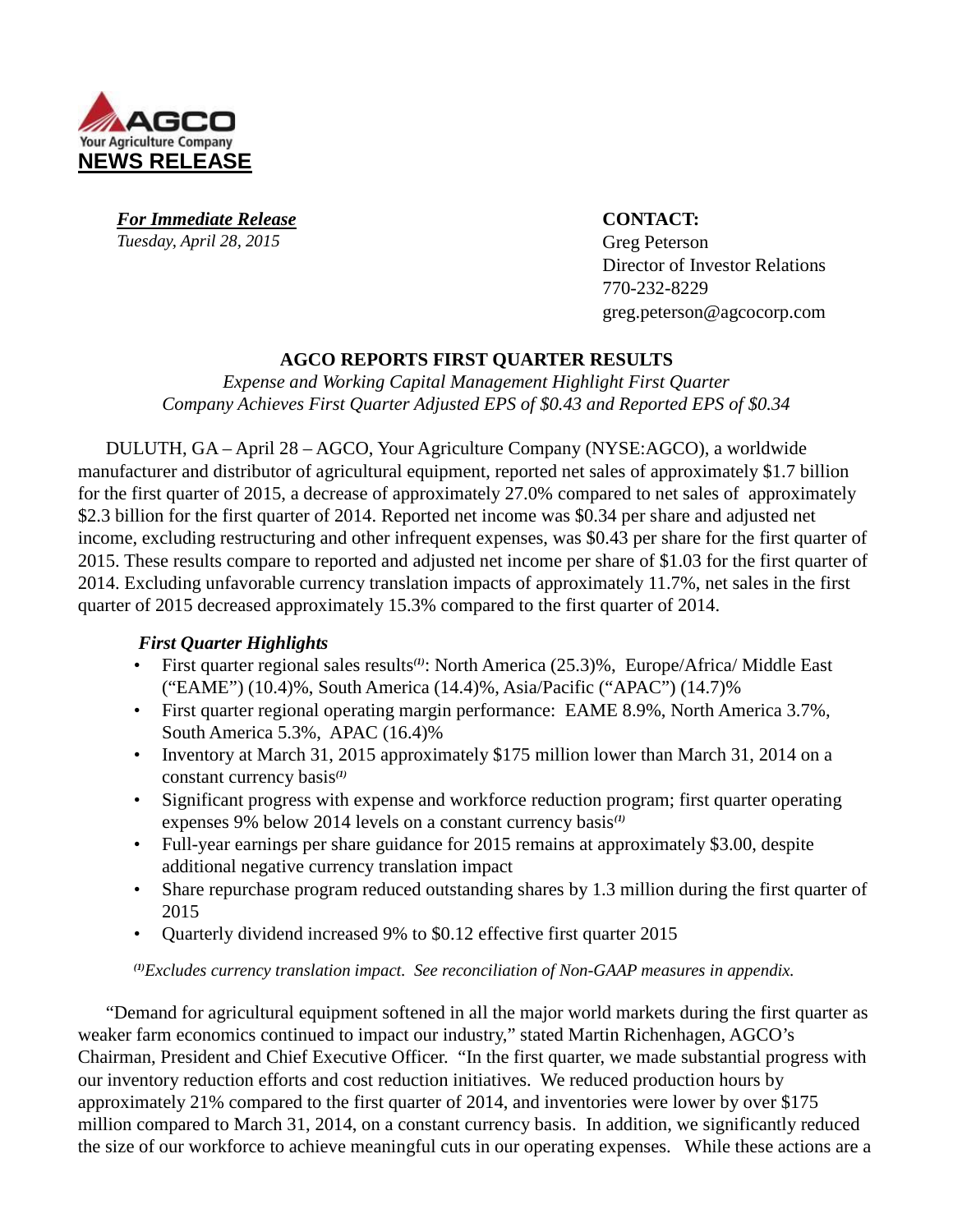AGCO
Your Agriculture Company
**NEWS RELEASE**

***For Immediate Release***
*Tuesday, April 28, 2015*

**CONTACT:**
Greg Peterson
Director of Investor Relations
770-232-8229
greg.peterson@agcocorp.com

## AGCO REPORTS FIRST QUARTER RESULTS

*Expense and Working Capital Management Highlight First Quarter*
*Company Achieves First Quarter Adjusted EPS of $0.43 and Reported EPS of $0.34*

DULUTH, GA – April 28 – AGCO, Your Agriculture Company (NYSE:AGCO), a worldwide manufacturer and distributor of agricultural equipment, reported net sales of approximately $1.7 billion for the first quarter of 2015, a decrease of approximately 27.0% compared to net sales of approximately $2.3 billion for the first quarter of 2014. Reported net income was $0.34 per share and adjusted net income, excluding restructuring and other infrequent expenses, was $0.43 per share for the first quarter of 2015. These results compare to reported and adjusted net income per share of $1.03 for the first quarter of 2014. Excluding unfavorable currency translation impacts of approximately 11.7%, net sales in the first quarter of 2015 decreased approximately 15.3% compared to the first quarter of 2014.

***First Quarter Highlights***

- First quarter regional sales results[(1)]: North America (25.3)%, Europe/Africa/ Middle East ("EAME") (10.4)%, South America (14.4)%, Asia/Pacific ("APAC") (14.7)%
- First quarter regional operating margin performance: EAME 8.9%, North America 3.7%, South America 5.3%, APAC (16.4)%
- Inventory at March 31, 2015 approximately $175 million lower than March 31, 2014 on a constant currency basis[(1)]
- Significant progress with expense and workforce reduction program; first quarter operating expenses 9% below 2014 levels on a constant currency basis[(1)]
- Full-year earnings per share guidance for 2015 remains at approximately $3.00, despite additional negative currency translation impact
- Share repurchase program reduced outstanding shares by 1.3 million during the first quarter of 2015
- Quarterly dividend increased 9% to $0.12 effective first quarter 2015

*[(1)]Excludes currency translation impact. See reconciliation of Non-GAAP measures in appendix.*

"Demand for agricultural equipment softened in all the major world markets during the first quarter as weaker farm economics continued to impact our industry," stated Martin Richenhagen, AGCO's Chairman, President and Chief Executive Officer. "In the first quarter, we made substantial progress with our inventory reduction efforts and cost reduction initiatives. We reduced production hours by approximately 21% compared to the first quarter of 2014, and inventories were lower by over $175 million compared to March 31, 2014, on a constant currency basis. In addition, we significantly reduced the size of our workforce to achieve meaningful cuts in our operating expenses. While these actions are a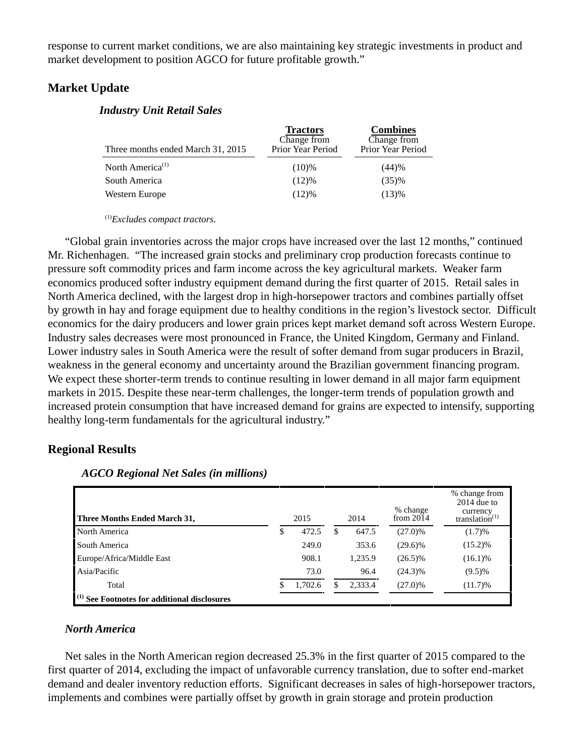response to current market conditions, we are also maintaining key strategic investments in product and market development to position AGCO for future profitable growth."

## Market Update

### *Industry Unit Retail Sales*

| Three months ended March 31, 2015 | Tractors Change from Prior Year Period | Combines Change from Prior Year Period |
|---|---|---|
| North America[(1)] | (10)% | (44)% |
| South America | (12)% | (35)% |
| Western Europe | (12)% | (13)% |

[(1)]*Excludes compact tractors.*

"Global grain inventories across the major crops have increased over the last 12 months," continued Mr. Richenhagen. "The increased grain stocks and preliminary crop production forecasts continue to pressure soft commodity prices and farm income across the key agricultural markets. Weaker farm economics produced softer industry equipment demand during the first quarter of 2015. Retail sales in North America declined, with the largest drop in high-horsepower tractors and combines partially offset by growth in hay and forage equipment due to healthy conditions in the region's livestock sector. Difficult economics for the dairy producers and lower grain prices kept market demand soft across Western Europe. Industry sales decreases were most pronounced in France, the United Kingdom, Germany and Finland. Lower industry sales in South America were the result of softer demand from sugar producers in Brazil, weakness in the general economy and uncertainty around the Brazilian government financing program. We expect these shorter-term trends to continue resulting in lower demand in all major farm equipment markets in 2015. Despite these near-term challenges, the longer-term trends of population growth and increased protein consumption that have increased demand for grains are expected to intensify, supporting healthy long-term fundamentals for the agricultural industry."

## Regional Results

### *AGCO Regional Net Sales (in millions)*

| Three Months Ended March 31, | 2015 | 2014 | % change from 2014 | % change from 2014 due to currency translation[(1)] |
|---|---|---|---|---|
| North America | $ 472.5 | $ 647.5 | (27.0)% | (1.7)% |
| South America | 249.0 | 353.6 | (29.6)% | (15.2)% |
| Europe/Africa/Middle East | 908.1 | 1,235.9 | (26.5)% | (16.1)% |
| Asia/Pacific | 73.0 | 96.4 | (24.3)% | (9.5)% |
| Total | $ 1,702.6 | $ 2,333.4 | (27.0)% | (11.7)% |

**[(1)] See Footnotes for additional disclosures**

### *North America*

Net sales in the North American region decreased 25.3% in the first quarter of 2015 compared to the first quarter of 2014, excluding the impact of unfavorable currency translation, due to softer end-market demand and dealer inventory reduction efforts. Significant decreases in sales of high-horsepower tractors, implements and combines were partially offset by growth in grain storage and protein production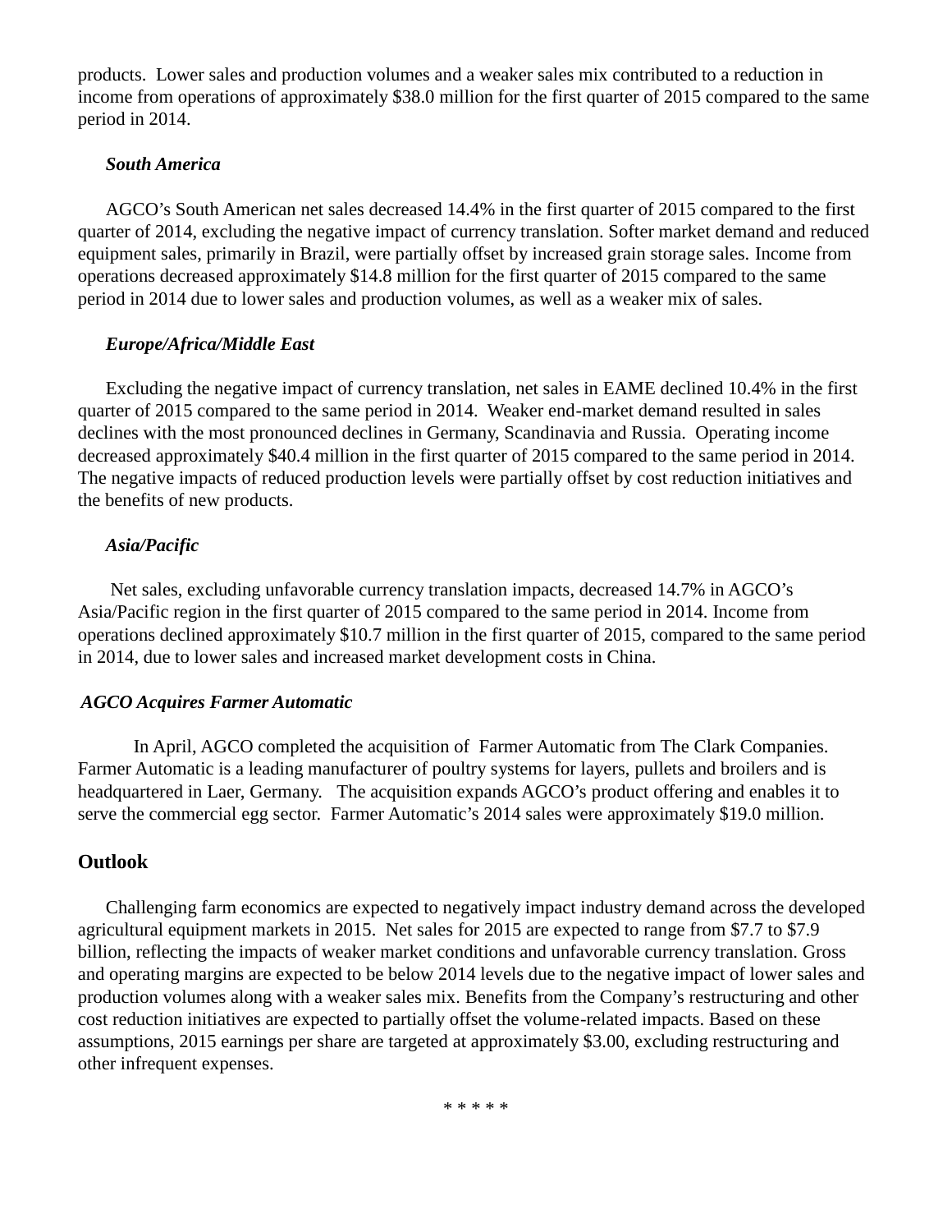products. Lower sales and production volumes and a weaker sales mix contributed to a reduction in income from operations of approximately $38.0 million for the first quarter of 2015 compared to the same period in 2014.

***South America***

AGCO's South American net sales decreased 14.4% in the first quarter of 2015 compared to the first quarter of 2014, excluding the negative impact of currency translation. Softer market demand and reduced equipment sales, primarily in Brazil, were partially offset by increased grain storage sales. Income from operations decreased approximately $14.8 million for the first quarter of 2015 compared to the same period in 2014 due to lower sales and production volumes, as well as a weaker mix of sales.

***Europe/Africa/Middle East***

Excluding the negative impact of currency translation, net sales in EAME declined 10.4% in the first quarter of 2015 compared to the same period in 2014. Weaker end-market demand resulted in sales declines with the most pronounced declines in Germany, Scandinavia and Russia. Operating income decreased approximately $40.4 million in the first quarter of 2015 compared to the same period in 2014. The negative impacts of reduced production levels were partially offset by cost reduction initiatives and the benefits of new products.

***Asia/Pacific***

Net sales, excluding unfavorable currency translation impacts, decreased 14.7% in AGCO's Asia/Pacific region in the first quarter of 2015 compared to the same period in 2014. Income from operations declined approximately $10.7 million in the first quarter of 2015, compared to the same period in 2014, due to lower sales and increased market development costs in China.

***AGCO Acquires Farmer Automatic***

In April, AGCO completed the acquisition of Farmer Automatic from The Clark Companies. Farmer Automatic is a leading manufacturer of poultry systems for layers, pullets and broilers and is headquartered in Laer, Germany. The acquisition expands AGCO's product offering and enables it to serve the commercial egg sector. Farmer Automatic's 2014 sales were approximately $19.0 million.

## Outlook

Challenging farm economics are expected to negatively impact industry demand across the developed agricultural equipment markets in 2015. Net sales for 2015 are expected to range from $7.7 to $7.9 billion, reflecting the impacts of weaker market conditions and unfavorable currency translation. Gross and operating margins are expected to be below 2014 levels due to the negative impact of lower sales and production volumes along with a weaker sales mix. Benefits from the Company's restructuring and other cost reduction initiatives are expected to partially offset the volume-related impacts. Based on these assumptions, 2015 earnings per share are targeted at approximately $3.00, excluding restructuring and other infrequent expenses.

* * * * *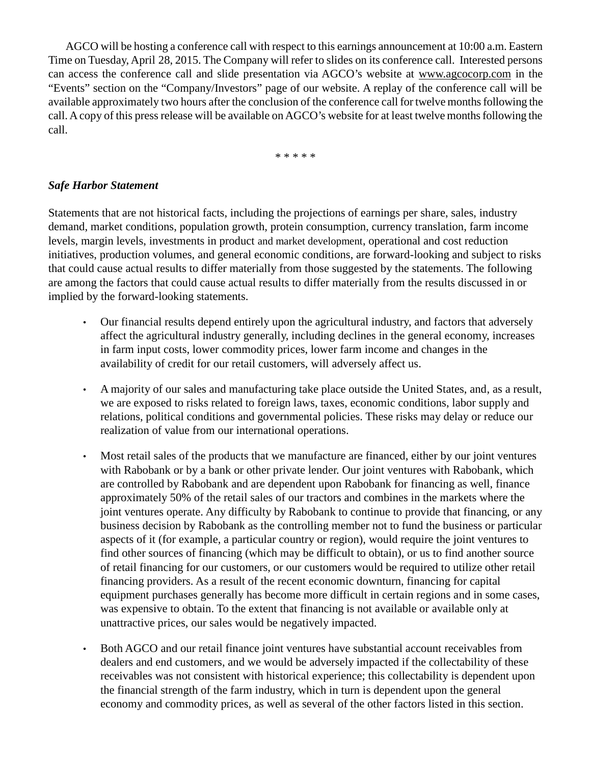AGCO will be hosting a conference call with respect to this earnings announcement at 10:00 a.m. Eastern Time on Tuesday, April 28, 2015. The Company will refer to slides on its conference call. Interested persons can access the conference call and slide presentation via AGCO's website at www.agcocorp.com in the "Events" section on the "Company/Investors" page of our website. A replay of the conference call will be available approximately two hours after the conclusion of the conference call for twelve months following the call. A copy of this press release will be available on AGCO's website for at least twelve months following the call.

* * * * *

***Safe Harbor Statement***

Statements that are not historical facts, including the projections of earnings per share, sales, industry demand, market conditions, population growth, protein consumption, currency translation, farm income levels, margin levels, investments in product and market development, operational and cost reduction initiatives, production volumes, and general economic conditions, are forward-looking and subject to risks that could cause actual results to differ materially from those suggested by the statements. The following are among the factors that could cause actual results to differ materially from the results discussed in or implied by the forward-looking statements.

- Our financial results depend entirely upon the agricultural industry, and factors that adversely affect the agricultural industry generally, including declines in the general economy, increases in farm input costs, lower commodity prices, lower farm income and changes in the availability of credit for our retail customers, will adversely affect us.

- A majority of our sales and manufacturing take place outside the United States, and, as a result, we are exposed to risks related to foreign laws, taxes, economic conditions, labor supply and relations, political conditions and governmental policies. These risks may delay or reduce our realization of value from our international operations.

- Most retail sales of the products that we manufacture are financed, either by our joint ventures with Rabobank or by a bank or other private lender. Our joint ventures with Rabobank, which are controlled by Rabobank and are dependent upon Rabobank for financing as well, finance approximately 50% of the retail sales of our tractors and combines in the markets where the joint ventures operate. Any difficulty by Rabobank to continue to provide that financing, or any business decision by Rabobank as the controlling member not to fund the business or particular aspects of it (for example, a particular country or region), would require the joint ventures to find other sources of financing (which may be difficult to obtain), or us to find another source of retail financing for our customers, or our customers would be required to utilize other retail financing providers. As a result of the recent economic downturn, financing for capital equipment purchases generally has become more difficult in certain regions and in some cases, was expensive to obtain. To the extent that financing is not available or available only at unattractive prices, our sales would be negatively impacted.

- Both AGCO and our retail finance joint ventures have substantial account receivables from dealers and end customers, and we would be adversely impacted if the collectability of these receivables was not consistent with historical experience; this collectability is dependent upon the financial strength of the farm industry, which in turn is dependent upon the general economy and commodity prices, as well as several of the other factors listed in this section.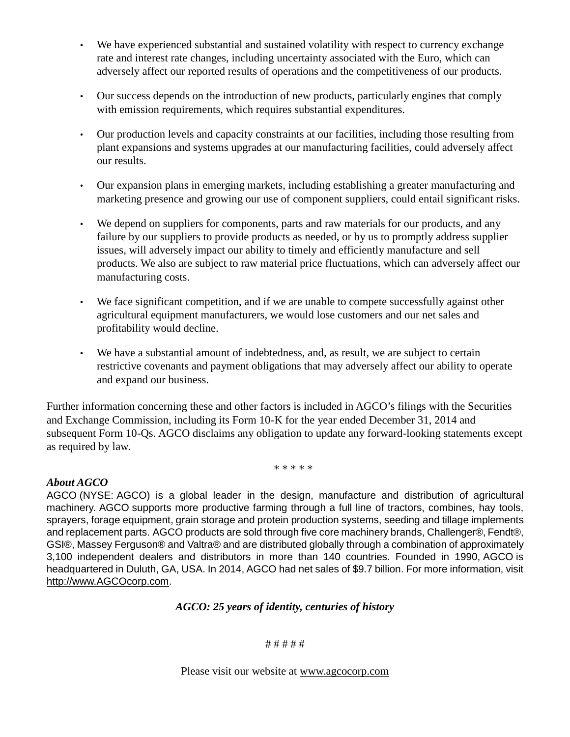- We have experienced substantial and sustained volatility with respect to currency exchange rate and interest rate changes, including uncertainty associated with the Euro, which can adversely affect our reported results of operations and the competitiveness of our products.

- Our success depends on the introduction of new products, particularly engines that comply with emission requirements, which requires substantial expenditures.

- Our production levels and capacity constraints at our facilities, including those resulting from plant expansions and systems upgrades at our manufacturing facilities, could adversely affect our results.

- Our expansion plans in emerging markets, including establishing a greater manufacturing and marketing presence and growing our use of component suppliers, could entail significant risks.

- We depend on suppliers for components, parts and raw materials for our products, and any failure by our suppliers to provide products as needed, or by us to promptly address supplier issues, will adversely impact our ability to timely and efficiently manufacture and sell products. We also are subject to raw material price fluctuations, which can adversely affect our manufacturing costs.

- We face significant competition, and if we are unable to compete successfully against other agricultural equipment manufacturers, we would lose customers and our net sales and profitability would decline.

- We have a substantial amount of indebtedness, and, as result, we are subject to certain restrictive covenants and payment obligations that may adversely affect our ability to operate and expand our business.

Further information concerning these and other factors is included in AGCO's filings with the Securities and Exchange Commission, including its Form 10-K for the year ended December 31, 2014 and subsequent Form 10-Qs. AGCO disclaims any obligation to update any forward-looking statements except as required by law.

\* \* \* \* \*

***About AGCO***

AGCO (NYSE: AGCO) is a global leader in the design, manufacture and distribution of agricultural machinery. AGCO supports more productive farming through a full line of tractors, combines, hay tools, sprayers, forage equipment, grain storage and protein production systems, seeding and tillage implements and replacement parts. AGCO products are sold through five core machinery brands, Challenger®, Fendt®, GSI®, Massey Ferguson® and Valtra® and are distributed globally through a combination of approximately 3,100 independent dealers and distributors in more than 140 countries. Founded in 1990, AGCO is headquartered in Duluth, GA, USA. In 2014, AGCO had net sales of $9.7 billion. For more information, visit http://www.AGCOcorp.com.

***AGCO: 25 years of identity, centuries of history***

# # # # #

Please visit our website at www.agcocorp.com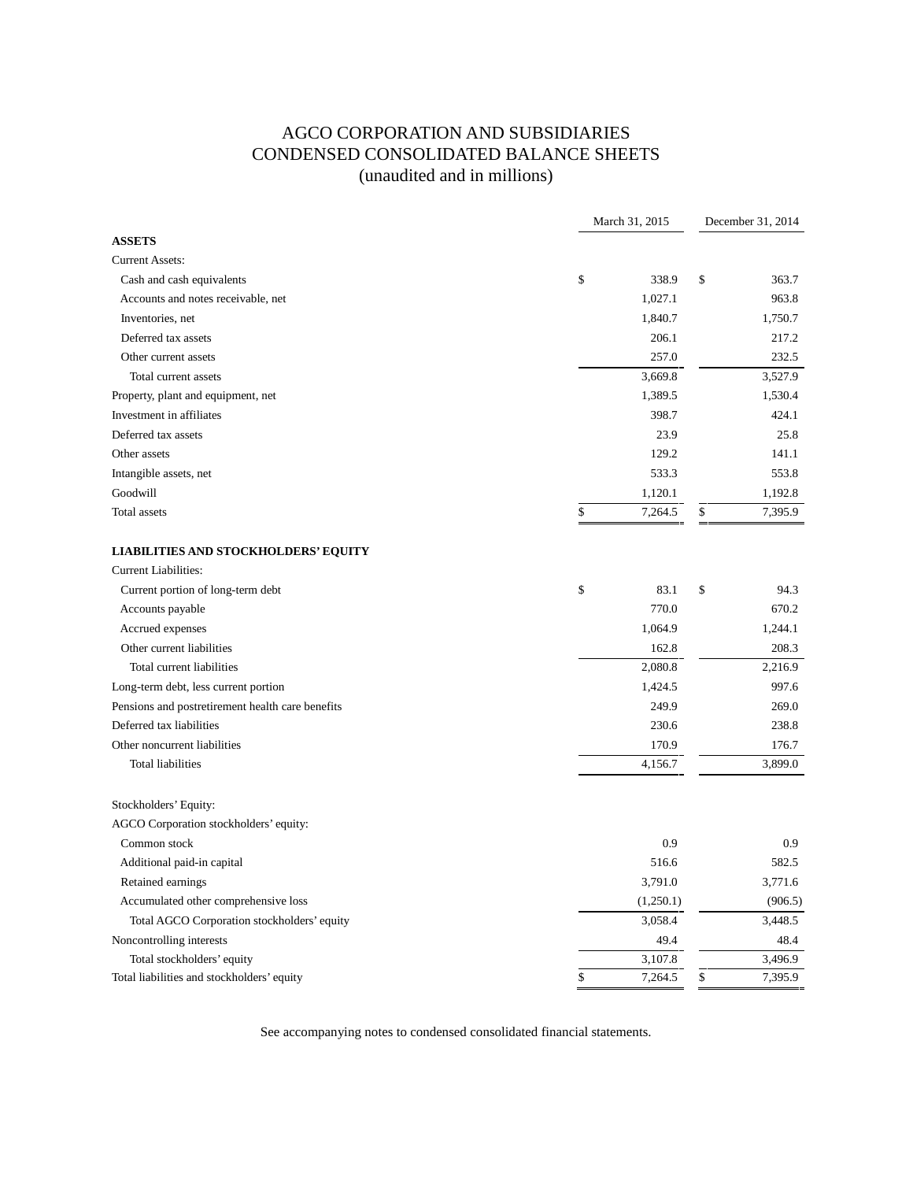# AGCO CORPORATION AND SUBSIDIARIES
# CONDENSED CONSOLIDATED BALANCE SHEETS
(unaudited and in millions)

| | March 31, 2015 | December 31, 2014 |
|---|---|---|
| **ASSETS** | | |
| Current Assets: | | |
| Cash and cash equivalents | $ 338.9 | $ 363.7 |
| Accounts and notes receivable, net | 1,027.1 | 963.8 |
| Inventories, net | 1,840.7 | 1,750.7 |
| Deferred tax assets | 206.1 | 217.2 |
| Other current assets | 257.0 | 232.5 |
| Total current assets | 3,669.8 | 3,527.9 |
| Property, plant and equipment, net | 1,389.5 | 1,530.4 |
| Investment in affiliates | 398.7 | 424.1 |
| Deferred tax assets | 23.9 | 25.8 |
| Other assets | 129.2 | 141.1 |
| Intangible assets, net | 533.3 | 553.8 |
| Goodwill | 1,120.1 | 1,192.8 |
| Total assets | $ 7,264.5 | $ 7,395.9 |
| | | |
| **LIABILITIES AND STOCKHOLDERS' EQUITY** | | |
| Current Liabilities: | | |
| Current portion of long-term debt | $ 83.1 | $ 94.3 |
| Accounts payable | 770.0 | 670.2 |
| Accrued expenses | 1,064.9 | 1,244.1 |
| Other current liabilities | 162.8 | 208.3 |
| Total current liabilities | 2,080.8 | 2,216.9 |
| Long-term debt, less current portion | 1,424.5 | 997.6 |
| Pensions and postretirement health care benefits | 249.9 | 269.0 |
| Deferred tax liabilities | 230.6 | 238.8 |
| Other noncurrent liabilities | 170.9 | 176.7 |
| Total liabilities | 4,156.7 | 3,899.0 |
| | | |
| Stockholders' Equity: | | |
| AGCO Corporation stockholders' equity: | | |
| Common stock | 0.9 | 0.9 |
| Additional paid-in capital | 516.6 | 582.5 |
| Retained earnings | 3,791.0 | 3,771.6 |
| Accumulated other comprehensive loss | (1,250.1) | (906.5) |
| Total AGCO Corporation stockholders' equity | 3,058.4 | 3,448.5 |
| Noncontrolling interests | 49.4 | 48.4 |
| Total stockholders' equity | 3,107.8 | 3,496.9 |
| Total liabilities and stockholders' equity | $ 7,264.5 | $ 7,395.9 |

See accompanying notes to condensed consolidated financial statements.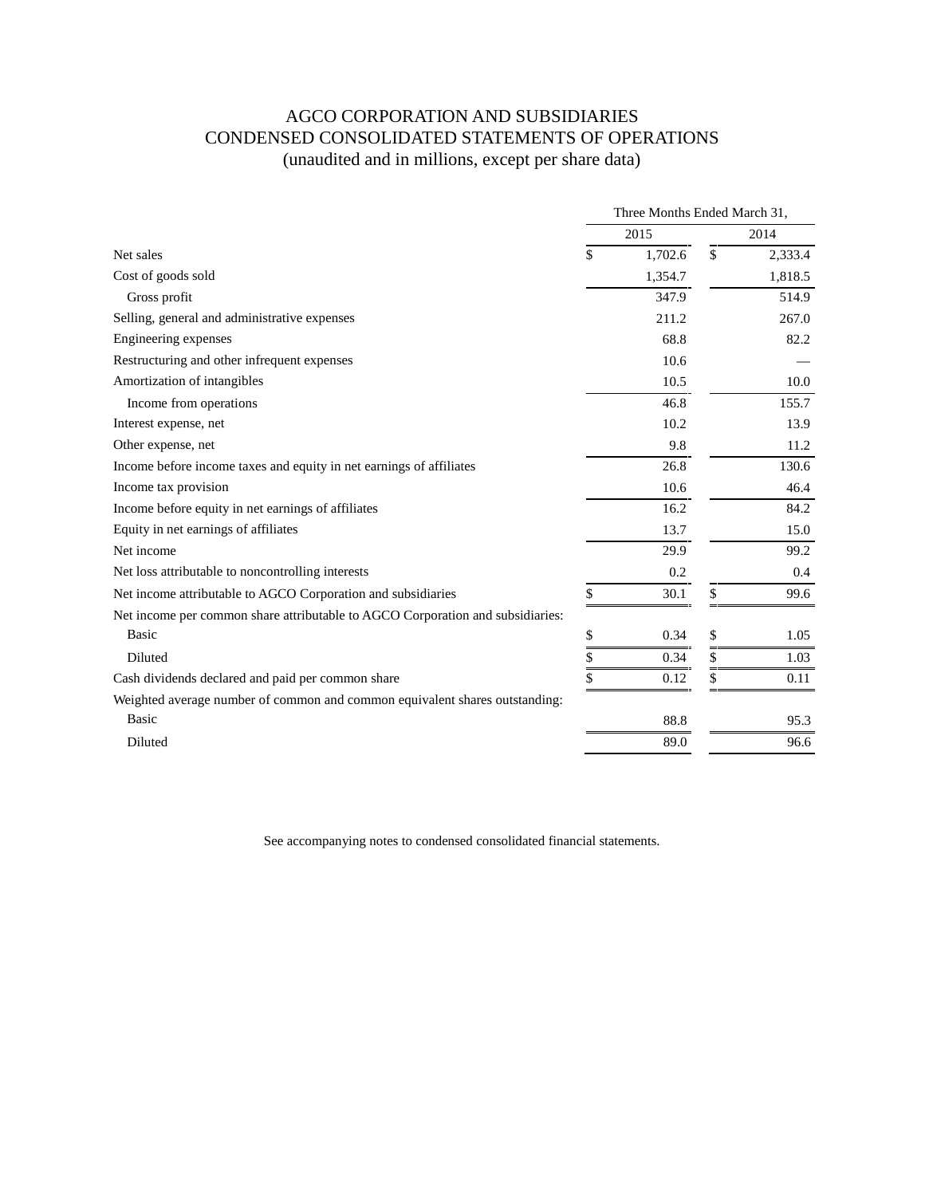# AGCO CORPORATION AND SUBSIDIARIES
# CONDENSED CONSOLIDATED STATEMENTS OF OPERATIONS
## (unaudited and in millions, except per share data)

| | Three Months Ended March 31, | |
|---|---|---|
| | 2015 | 2014 |
| Net sales | $ 1,702.6 | $ 2,333.4 |
| Cost of goods sold | 1,354.7 | 1,818.5 |
| Gross profit | 347.9 | 514.9 |
| Selling, general and administrative expenses | 211.2 | 267.0 |
| Engineering expenses | 68.8 | 82.2 |
| Restructuring and other infrequent expenses | 10.6 | — |
| Amortization of intangibles | 10.5 | 10.0 |
| Income from operations | 46.8 | 155.7 |
| Interest expense, net | 10.2 | 13.9 |
| Other expense, net | 9.8 | 11.2 |
| Income before income taxes and equity in net earnings of affiliates | 26.8 | 130.6 |
| Income tax provision | 10.6 | 46.4 |
| Income before equity in net earnings of affiliates | 16.2 | 84.2 |
| Equity in net earnings of affiliates | 13.7 | 15.0 |
| Net income | 29.9 | 99.2 |
| Net loss attributable to noncontrolling interests | 0.2 | 0.4 |
| Net income attributable to AGCO Corporation and subsidiaries | $ 30.1 | $ 99.6 |
| Net income per common share attributable to AGCO Corporation and subsidiaries: | | |
| Basic | $ 0.34 | $ 1.05 |
| Diluted | $ 0.34 | $ 1.03 |
| Cash dividends declared and paid per common share | $ 0.12 | $ 0.11 |
| Weighted average number of common and common equivalent shares outstanding: | | |
| Basic | 88.8 | 95.3 |
| Diluted | 89.0 | 96.6 |

See accompanying notes to condensed consolidated financial statements.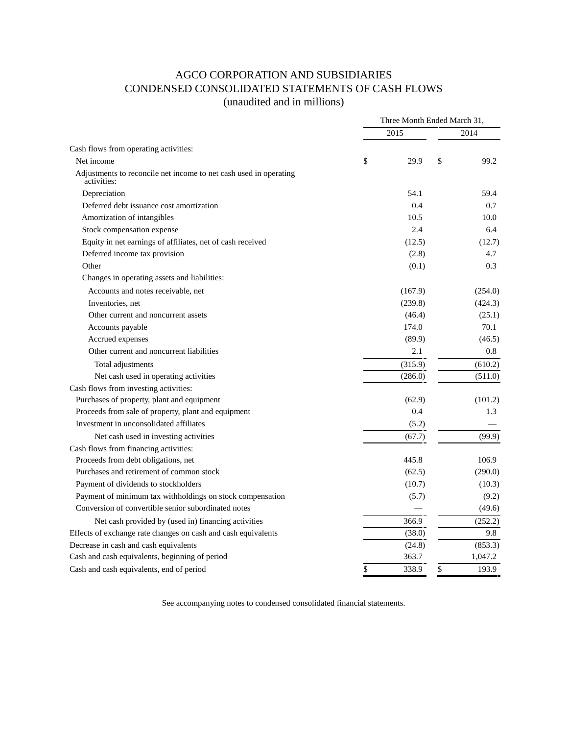# AGCO CORPORATION AND SUBSIDIARIES
## CONDENSED CONSOLIDATED STATEMENTS OF CASH FLOWS
### (unaudited and in millions)

| | Three Month Ended March 31, | |
|---|---|---|
| | 2015 | 2014 |
| Cash flows from operating activities: | | |
| Net income | $ 29.9 | $ 99.2 |
| Adjustments to reconcile net income to net cash used in operating activities: | | |
| Depreciation | 54.1 | 59.4 |
| Deferred debt issuance cost amortization | 0.4 | 0.7 |
| Amortization of intangibles | 10.5 | 10.0 |
| Stock compensation expense | 2.4 | 6.4 |
| Equity in net earnings of affiliates, net of cash received | (12.5) | (12.7) |
| Deferred income tax provision | (2.8) | 4.7 |
| Other | (0.1) | 0.3 |
| Changes in operating assets and liabilities: | | |
| Accounts and notes receivable, net | (167.9) | (254.0) |
| Inventories, net | (239.8) | (424.3) |
| Other current and noncurrent assets | (46.4) | (25.1) |
| Accounts payable | 174.0 | 70.1 |
| Accrued expenses | (89.9) | (46.5) |
| Other current and noncurrent liabilities | 2.1 | 0.8 |
| Total adjustments | (315.9) | (610.2) |
| Net cash used in operating activities | (286.0) | (511.0) |
| Cash flows from investing activities: | | |
| Purchases of property, plant and equipment | (62.9) | (101.2) |
| Proceeds from sale of property, plant and equipment | 0.4 | 1.3 |
| Investment in unconsolidated affiliates | (5.2) | — |
| Net cash used in investing activities | (67.7) | (99.9) |
| Cash flows from financing activities: | | |
| Proceeds from debt obligations, net | 445.8 | 106.9 |
| Purchases and retirement of common stock | (62.5) | (290.0) |
| Payment of dividends to stockholders | (10.7) | (10.3) |
| Payment of minimum tax withholdings on stock compensation | (5.7) | (9.2) |
| Conversion of convertible senior subordinated notes | — | (49.6) |
| Net cash provided by (used in) financing activities | 366.9 | (252.2) |
| Effects of exchange rate changes on cash and cash equivalents | (38.0) | 9.8 |
| Decrease in cash and cash equivalents | (24.8) | (853.3) |
| Cash and cash equivalents, beginning of period | 363.7 | 1,047.2 |
| Cash and cash equivalents, end of period | $ 338.9 | $ 193.9 |

See accompanying notes to condensed consolidated financial statements.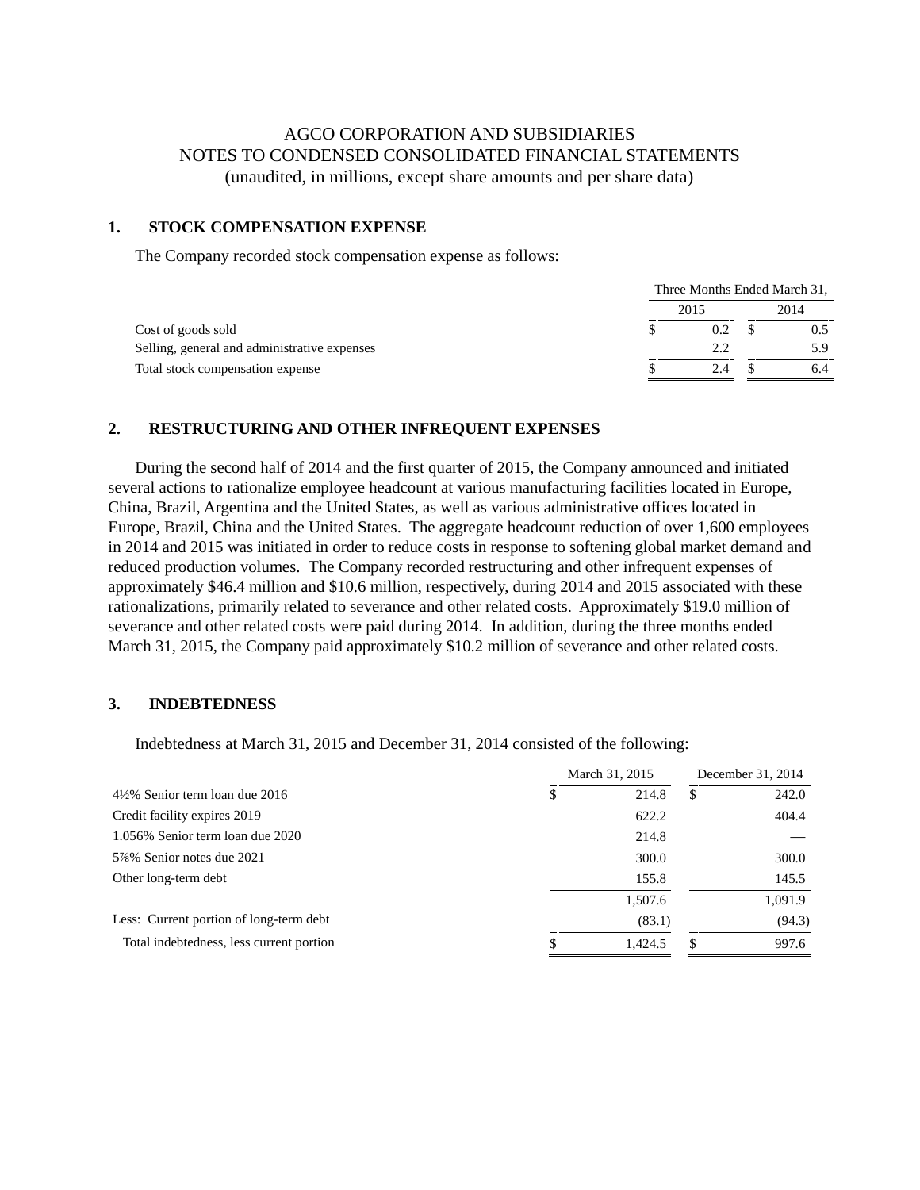AGCO CORPORATION AND SUBSIDIARIES
NOTES TO CONDENSED CONSOLIDATED FINANCIAL STATEMENTS
(unaudited, in millions, except share amounts and per share data)

## 1. STOCK COMPENSATION EXPENSE

The Company recorded stock compensation expense as follows:

| | Three Months Ended March 31, | |
|---|---|---|
| | 2015 | 2014 |
| Cost of goods sold | $ 0.2 | $ 0.5 |
| Selling, general and administrative expenses | 2.2 | 5.9 |
| Total stock compensation expense | $ 2.4 | $ 6.4 |

## 2. RESTRUCTURING AND OTHER INFREQUENT EXPENSES

During the second half of 2014 and the first quarter of 2015, the Company announced and initiated several actions to rationalize employee headcount at various manufacturing facilities located in Europe, China, Brazil, Argentina and the United States, as well as various administrative offices located in Europe, Brazil, China and the United States. The aggregate headcount reduction of over 1,600 employees in 2014 and 2015 was initiated in order to reduce costs in response to softening global market demand and reduced production volumes. The Company recorded restructuring and other infrequent expenses of approximately $46.4 million and $10.6 million, respectively, during 2014 and 2015 associated with these rationalizations, primarily related to severance and other related costs. Approximately $19.0 million of severance and other related costs were paid during 2014. In addition, during the three months ended March 31, 2015, the Company paid approximately $10.2 million of severance and other related costs.

## 3. INDEBTEDNESS

Indebtedness at March 31, 2015 and December 31, 2014 consisted of the following:

| | March 31, 2015 | December 31, 2014 |
|---|---|---|
| 4½% Senior term loan due 2016 | $ 214.8 | $ 242.0 |
| Credit facility expires 2019 | 622.2 | 404.4 |
| 1.056% Senior term loan due 2020 | 214.8 | — |
| 5⅞% Senior notes due 2021 | 300.0 | 300.0 |
| Other long-term debt | 155.8 | 145.5 |
| | 1,507.6 | 1,091.9 |
| Less: Current portion of long-term debt | (83.1) | (94.3) |
| Total indebtedness, less current portion | $ 1,424.5 | $ 997.6 |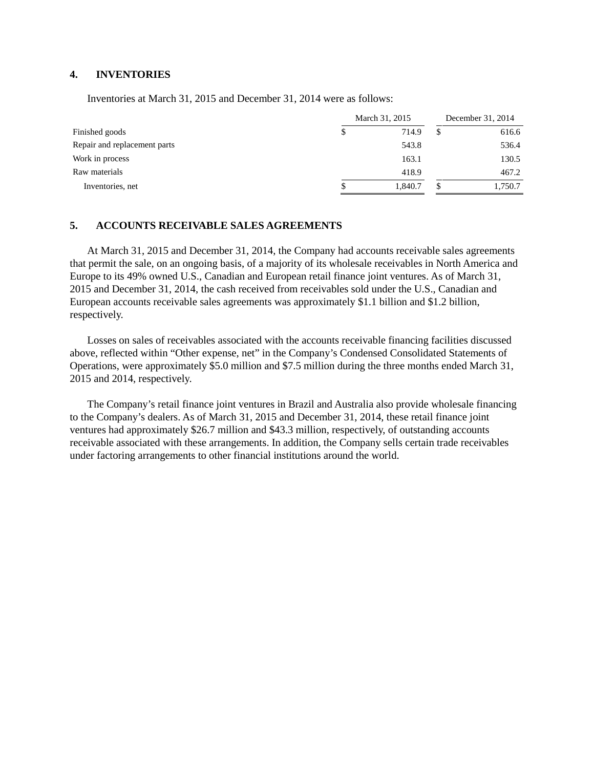## 4. INVENTORIES

Inventories at March 31, 2015 and December 31, 2014 were as follows:

| | March 31, 2015 | December 31, 2014 |
|---|---|---|
| Finished goods | $ 714.9 | $ 616.6 |
| Repair and replacement parts | 543.8 | 536.4 |
| Work in process | 163.1 | 130.5 |
| Raw materials | 418.9 | 467.2 |
| Inventories, net | $ 1,840.7 | $ 1,750.7 |

## 5. ACCOUNTS RECEIVABLE SALES AGREEMENTS

At March 31, 2015 and December 31, 2014, the Company had accounts receivable sales agreements that permit the sale, on an ongoing basis, of a majority of its wholesale receivables in North America and Europe to its 49% owned U.S., Canadian and European retail finance joint ventures. As of March 31, 2015 and December 31, 2014, the cash received from receivables sold under the U.S., Canadian and European accounts receivable sales agreements was approximately $1.1 billion and $1.2 billion, respectively.

Losses on sales of receivables associated with the accounts receivable financing facilities discussed above, reflected within “Other expense, net” in the Company’s Condensed Consolidated Statements of Operations, were approximately $5.0 million and $7.5 million during the three months ended March 31, 2015 and 2014, respectively.

The Company’s retail finance joint ventures in Brazil and Australia also provide wholesale financing to the Company’s dealers. As of March 31, 2015 and December 31, 2014, these retail finance joint ventures had approximately $26.7 million and $43.3 million, respectively, of outstanding accounts receivable associated with these arrangements. In addition, the Company sells certain trade receivables under factoring arrangements to other financial institutions around the world.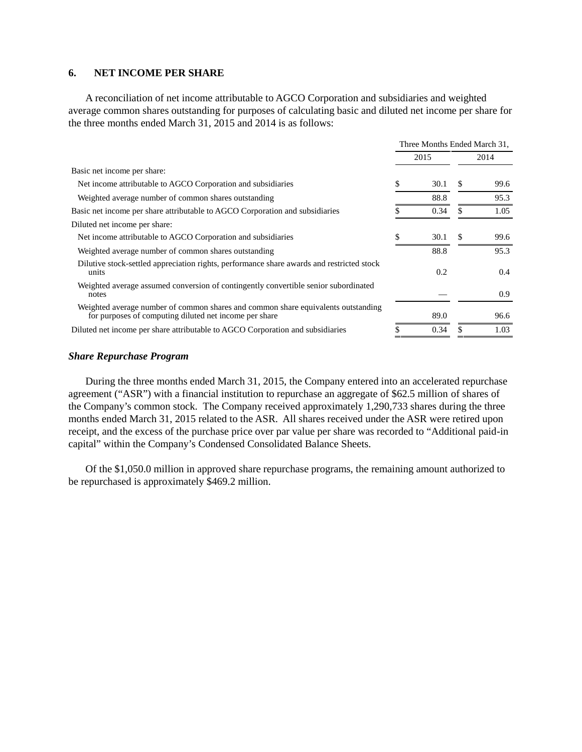## 6. NET INCOME PER SHARE

A reconciliation of net income attributable to AGCO Corporation and subsidiaries and weighted average common shares outstanding for purposes of calculating basic and diluted net income per share for the three months ended March 31, 2015 and 2014 is as follows:

| | Three Months Ended March 31, | |
|---|---|---|
| | 2015 | 2014 |
| Basic net income per share: | | |
| Net income attributable to AGCO Corporation and subsidiaries | $ 30.1 | $ 99.6 |
| Weighted average number of common shares outstanding | 88.8 | 95.3 |
| Basic net income per share attributable to AGCO Corporation and subsidiaries | $ 0.34 | $ 1.05 |
| Diluted net income per share: | | |
| Net income attributable to AGCO Corporation and subsidiaries | $ 30.1 | $ 99.6 |
| Weighted average number of common shares outstanding | 88.8 | 95.3 |
| Dilutive stock-settled appreciation rights, performance share awards and restricted stock units | 0.2 | 0.4 |
| Weighted average assumed conversion of contingently convertible senior subordinated notes | — | 0.9 |
| Weighted average number of common shares and common share equivalents outstanding for purposes of computing diluted net income per share | 89.0 | 96.6 |
| Diluted net income per share attributable to AGCO Corporation and subsidiaries | $ 0.34 | $ 1.03 |

### *Share Repurchase Program*

During the three months ended March 31, 2015, the Company entered into an accelerated repurchase agreement ("ASR") with a financial institution to repurchase an aggregate of $62.5 million of shares of the Company's common stock. The Company received approximately 1,290,733 shares during the three months ended March 31, 2015 related to the ASR. All shares received under the ASR were retired upon receipt, and the excess of the purchase price over par value per share was recorded to "Additional paid-in capital" within the Company's Condensed Consolidated Balance Sheets.

Of the $1,050.0 million in approved share repurchase programs, the remaining amount authorized to be repurchased is approximately $469.2 million.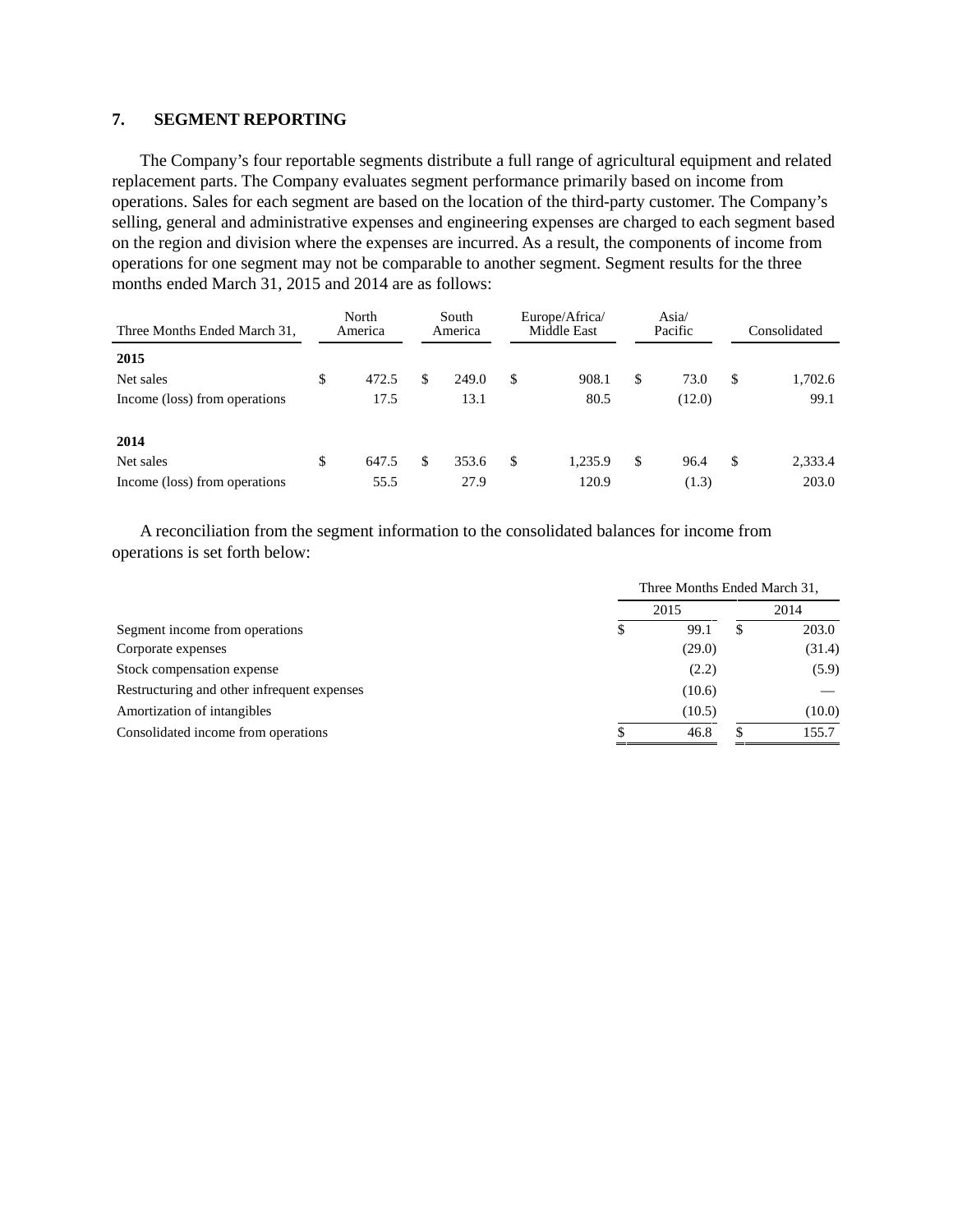## 7. SEGMENT REPORTING

The Company's four reportable segments distribute a full range of agricultural equipment and related replacement parts. The Company evaluates segment performance primarily based on income from operations. Sales for each segment are based on the location of the third-party customer. The Company's selling, general and administrative expenses and engineering expenses are charged to each segment based on the region and division where the expenses are incurred. As a result, the components of income from operations for one segment may not be comparable to another segment. Segment results for the three months ended March 31, 2015 and 2014 are as follows:

| Three Months Ended March 31, | North America | South America | Europe/Africa/ Middle East | Asia/ Pacific | Consolidated |
|---|---|---|---|---|---|
| **2015** | | | | | |
| Net sales | $ 472.5 | $ 249.0 | $ 908.1 | $ 73.0 | $ 1,702.6 |
| Income (loss) from operations | 17.5 | 13.1 | 80.5 | (12.0) | 99.1 |
| **2014** | | | | | |
| Net sales | $ 647.5 | $ 353.6 | $ 1,235.9 | $ 96.4 | $ 2,333.4 |
| Income (loss) from operations | 55.5 | 27.9 | 120.9 | (1.3) | 203.0 |

A reconciliation from the segment information to the consolidated balances for income from operations is set forth below:

| | Three Months Ended March 31, | |
|---|---|---|
| | 2015 | 2014 |
| Segment income from operations | $ 99.1 | $ 203.0 |
| Corporate expenses | (29.0) | (31.4) |
| Stock compensation expense | (2.2) | (5.9) |
| Restructuring and other infrequent expenses | (10.6) | — |
| Amortization of intangibles | (10.5) | (10.0) |
| Consolidated income from operations | $ 46.8 | $ 155.7 |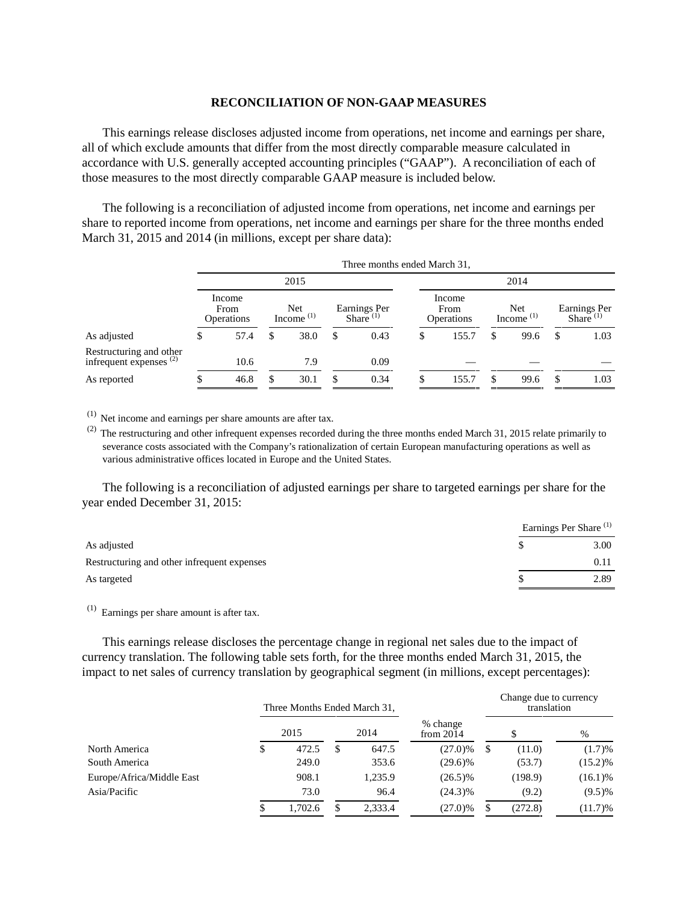# RECONCILIATION OF NON-GAAP MEASURES

This earnings release discloses adjusted income from operations, net income and earnings per share, all of which exclude amounts that differ from the most directly comparable measure calculated in accordance with U.S. generally accepted accounting principles ("GAAP"). A reconciliation of each of those measures to the most directly comparable GAAP measure is included below.

The following is a reconciliation of adjusted income from operations, net income and earnings per share to reported income from operations, net income and earnings per share for the three months ended March 31, 2015 and 2014 (in millions, except per share data):

| | Three months ended March 31, | | | | | |
|---|---|---|---|---|---|---|
| | 2015 | | | 2014 | | |
| | Income From Operations | Net Income [(1)] | Earnings Per Share [(1)] | Income From Operations | Net Income [(1)] | Earnings Per Share [(1)] |
| As adjusted | $ 57.4 | $ 38.0 | $ 0.43 | $ 155.7 | $ 99.6 | $ 1.03 |
| Restructuring and other infrequent expenses [(2)] | 10.6 | 7.9 | 0.09 | — | — | — |
| As reported | $ 46.8 | $ 30.1 | $ 0.34 | $ 155.7 | $ 99.6 | $ 1.03 |

(1) Net income and earnings per share amounts are after tax.

(2) The restructuring and other infrequent expenses recorded during the three months ended March 31, 2015 relate primarily to severance costs associated with the Company's rationalization of certain European manufacturing operations as well as various administrative offices located in Europe and the United States.

The following is a reconciliation of adjusted earnings per share to targeted earnings per share for the year ended December 31, 2015:

| | Earnings Per Share [(1)] |
|---|---|
| As adjusted | $ 3.00 |
| Restructuring and other infrequent expenses | 0.11 |
| As targeted | $ 2.89 |

(1) Earnings per share amount is after tax.

This earnings release discloses the percentage change in regional net sales due to the impact of currency translation. The following table sets forth, for the three months ended March 31, 2015, the impact to net sales of currency translation by geographical segment (in millions, except percentages):

| | Three Months Ended March 31, | | | Change due to currency translation | |
|---|---|---|---|---|---|
| | 2015 | 2014 | % change from 2014 | $ | % |
| North America | $ 472.5 | $ 647.5 | (27.0)% | $ (11.0) | (1.7)% |
| South America | 249.0 | 353.6 | (29.6)% | (53.7) | (15.2)% |
| Europe/Africa/Middle East | 908.1 | 1,235.9 | (26.5)% | (198.9) | (16.1)% |
| Asia/Pacific | 73.0 | 96.4 | (24.3)% | (9.2) | (9.5)% |
| | $ 1,702.6 | $ 2,333.4 | (27.0)% | $ (272.8) | (11.7)% |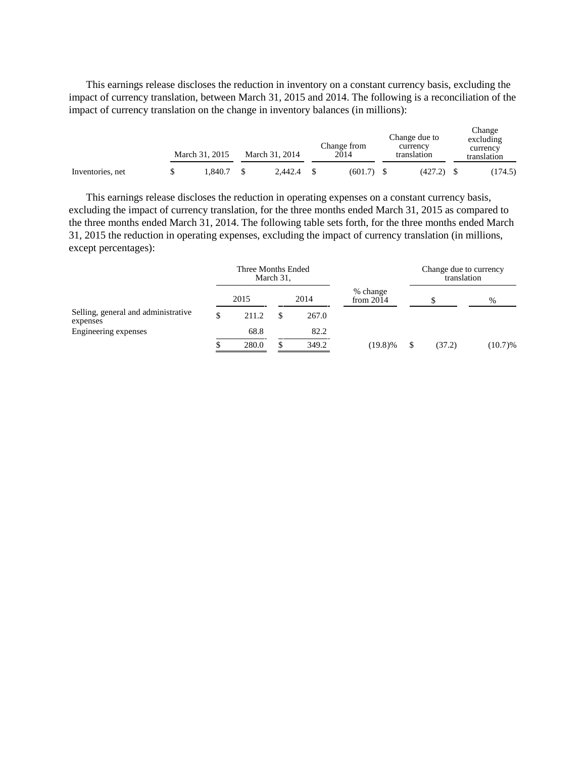This earnings release discloses the reduction in inventory on a constant currency basis, excluding the impact of currency translation, between March 31, 2015 and 2014. The following is a reconciliation of the impact of currency translation on the change in inventory balances (in millions):

| | March 31, 2015 | March 31, 2014 | Change from 2014 | Change due to currency translation | Change excluding currency translation |
|---|---|---|---|---|---|
| Inventories, net | $ 1,840.7 | $ 2,442.4 | $ (601.7) | $ (427.2) | $ (174.5) |

This earnings release discloses the reduction in operating expenses on a constant currency basis, excluding the impact of currency translation, for the three months ended March 31, 2015 as compared to the three months ended March 31, 2014. The following table sets forth, for the three months ended March 31, 2015 the reduction in operating expenses, excluding the impact of currency translation (in millions, except percentages):

| | Three Months Ended March 31, | | | Change due to currency translation | |
|---|---|---|---|---|---|
| | 2015 | 2014 | % change from 2014 | $ | % |
| Selling, general and administrative expenses | $ 211.2 | $ 267.0 | | | |
| Engineering expenses | 68.8 | 82.2 | | | |
| | $ 280.0 | $ 349.2 | (19.8)% | $ (37.2) | (10.7)% |